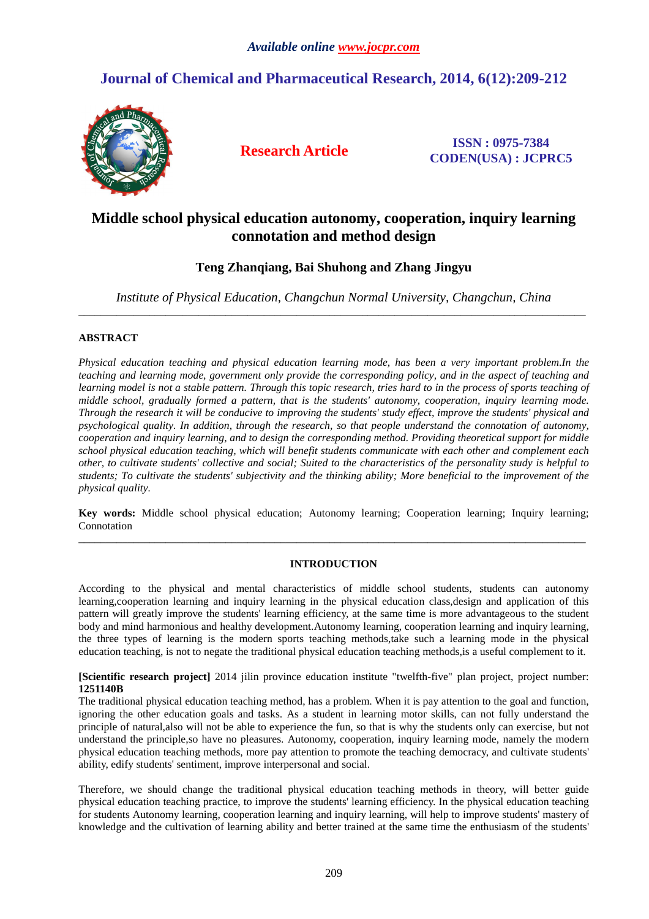*Available online www.jocpr.com*

# Journal of Chemical and Pharmaceutical Research, 2014, 6(12):209-212

**Research Article**

**ISSN : 0975-7384**
**CODEN(USA) : JCPRC5**

# Middle school physical education autonomy, cooperation, inquiry learning connotation and method design

**Teng Zhanqiang, Bai Shuhong and Zhang Jingyu**

*Institute of Physical Education, Changchun Normal University, Changchun, China*

---

## ABSTRACT

*Physical education teaching and physical education learning mode, has been a very important problem.In the teaching and learning mode, government only provide the corresponding policy, and in the aspect of teaching and learning model is not a stable pattern. Through this topic research, tries hard to in the process of sports teaching of middle school, gradually formed a pattern, that is the students' autonomy, cooperation, inquiry learning mode. Through the research it will be conducive to improving the students' study effect, improve the students' physical and psychological quality. In addition, through the research, so that people understand the connotation of autonomy, cooperation and inquiry learning, and to design the corresponding method. Providing theoretical support for middle school physical education teaching, which will benefit students communicate with each other and complement each other, to cultivate students' collective and social; Suited to the characteristics of the personality study is helpful to students; To cultivate the students' subjectivity and the thinking ability; More beneficial to the improvement of the physical quality.*

**Key words:** Middle school physical education; Autonomy learning; Cooperation learning; Inquiry learning; Connotation

---

## INTRODUCTION

According to the physical and mental characteristics of middle school students, students can autonomy learning,cooperation learning and inquiry learning in the physical education class,design and application of this pattern will greatly improve the students' learning efficiency, at the same time is more advantageous to the student body and mind harmonious and healthy development.Autonomy learning, cooperation learning and inquiry learning, the three types of learning is the modern sports teaching methods,take such a learning mode in the physical education teaching, is not to negate the traditional physical education teaching methods,is a useful complement to it.

**[Scientific research project]** 2014 jilin province education institute "twelfth-five" plan project, project number: **1251140B**

The traditional physical education teaching method, has a problem. When it is pay attention to the goal and function, ignoring the other education goals and tasks. As a student in learning motor skills, can not fully understand the principle of natural,also will not be able to experience the fun, so that is why the students only can exercise, but not understand the principle,so have no pleasures. Autonomy, cooperation, inquiry learning mode, namely the modern physical education teaching methods, more pay attention to promote the teaching democracy, and cultivate students' ability, edify students' sentiment, improve interpersonal and social.

Therefore, we should change the traditional physical education teaching methods in theory, will better guide physical education teaching practice, to improve the students' learning efficiency. In the physical education teaching for students Autonomy learning, cooperation learning and inquiry learning, will help to improve students' mastery of knowledge and the cultivation of learning ability and better trained at the same time the enthusiasm of the students'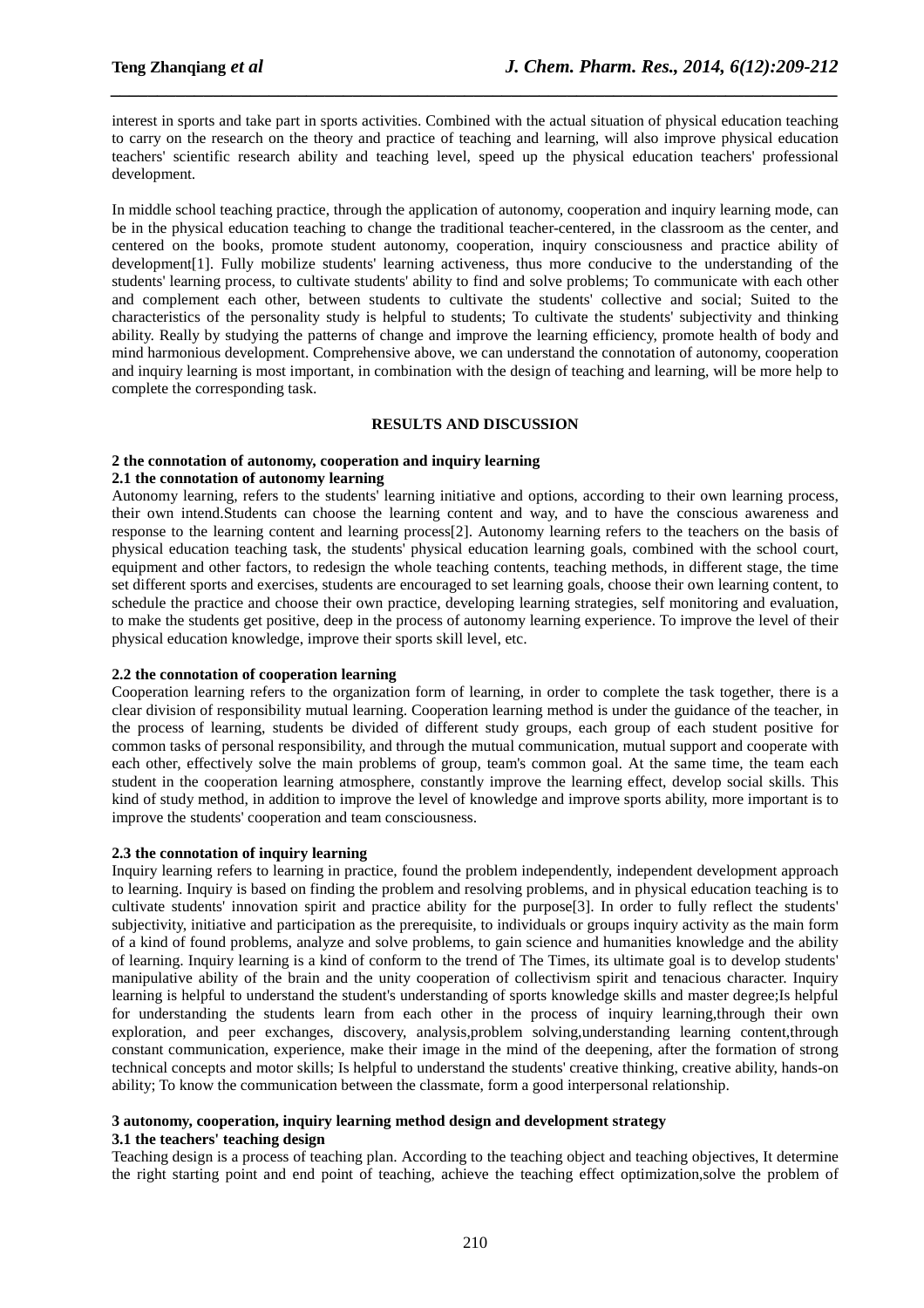interest in sports and take part in sports activities. Combined with the actual situation of physical education teaching to carry on the research on the theory and practice of teaching and learning, will also improve physical education teachers' scientific research ability and teaching level, speed up the physical education teachers' professional development.

In middle school teaching practice, through the application of autonomy, cooperation and inquiry learning mode, can be in the physical education teaching to change the traditional teacher-centered, in the classroom as the center, and centered on the books, promote student autonomy, cooperation, inquiry consciousness and practice ability of development[1]. Fully mobilize students' learning activeness, thus more conducive to the understanding of the students' learning process, to cultivate students' ability to find and solve problems; To communicate with each other and complement each other, between students to cultivate the students' collective and social; Suited to the characteristics of the personality study is helpful to students; To cultivate the students' subjectivity and thinking ability. Really by studying the patterns of change and improve the learning efficiency, promote health of body and mind harmonious development. Comprehensive above, we can understand the connotation of autonomy, cooperation and inquiry learning is most important, in combination with the design of teaching and learning, will be more help to complete the corresponding task.

## RESULTS AND DISCUSSION

### 2 the connotation of autonomy, cooperation and inquiry learning

#### 2.1 the connotation of autonomy learning

Autonomy learning, refers to the students' learning initiative and options, according to their own learning process, their own intend.Students can choose the learning content and way, and to have the conscious awareness and response to the learning content and learning process[2]. Autonomy learning refers to the teachers on the basis of physical education teaching task, the students' physical education learning goals, combined with the school court, equipment and other factors, to redesign the whole teaching contents, teaching methods, in different stage, the time set different sports and exercises, students are encouraged to set learning goals, choose their own learning content, to schedule the practice and choose their own practice, developing learning strategies, self monitoring and evaluation, to make the students get positive, deep in the process of autonomy learning experience. To improve the level of their physical education knowledge, improve their sports skill level, etc.

#### 2.2 the connotation of cooperation learning

Cooperation learning refers to the organization form of learning, in order to complete the task together, there is a clear division of responsibility mutual learning. Cooperation learning method is under the guidance of the teacher, in the process of learning, students be divided of different study groups, each group of each student positive for common tasks of personal responsibility, and through the mutual communication, mutual support and cooperate with each other, effectively solve the main problems of group, team's common goal. At the same time, the team each student in the cooperation learning atmosphere, constantly improve the learning effect, develop social skills. This kind of study method, in addition to improve the level of knowledge and improve sports ability, more important is to improve the students' cooperation and team consciousness.

#### 2.3 the connotation of inquiry learning

Inquiry learning refers to learning in practice, found the problem independently, independent development approach to learning. Inquiry is based on finding the problem and resolving problems, and in physical education teaching is to cultivate students' innovation spirit and practice ability for the purpose[3]. In order to fully reflect the students' subjectivity, initiative and participation as the prerequisite, to individuals or groups inquiry activity as the main form of a kind of found problems, analyze and solve problems, to gain science and humanities knowledge and the ability of learning. Inquiry learning is a kind of conform to the trend of The Times, its ultimate goal is to develop students' manipulative ability of the brain and the unity cooperation of collectivism spirit and tenacious character. Inquiry learning is helpful to understand the student's understanding of sports knowledge skills and master degree;Is helpful for understanding the students learn from each other in the process of inquiry learning,through their own exploration, and peer exchanges, discovery, analysis,problem solving,understanding learning content,through constant communication, experience, make their image in the mind of the deepening, after the formation of strong technical concepts and motor skills; Is helpful to understand the students' creative thinking, creative ability, hands-on ability; To know the communication between the classmate, form a good interpersonal relationship.

### 3 autonomy, cooperation, inquiry learning method design and development strategy

#### 3.1 the teachers' teaching design

Teaching design is a process of teaching plan. According to the teaching object and teaching objectives, It determine the right starting point and end point of teaching, achieve the teaching effect optimization,solve the problem of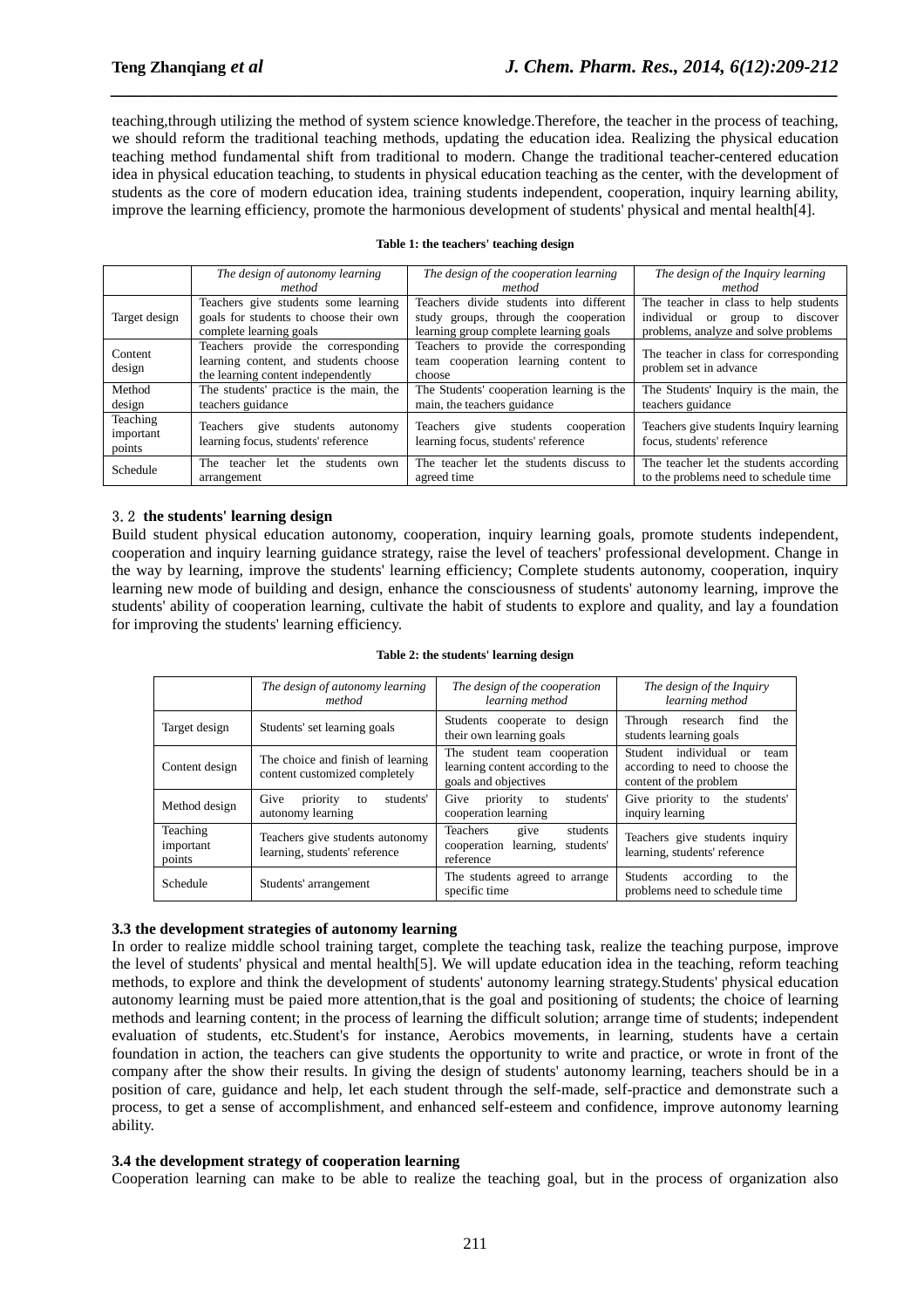teaching,through utilizing the method of system science knowledge.Therefore, the teacher in the process of teaching, we should reform the traditional teaching methods, updating the education idea. Realizing the physical education teaching method fundamental shift from traditional to modern. Change the traditional teacher-centered education idea in physical education teaching, to students in physical education teaching as the center, with the development of students as the core of modern education idea, training students independent, cooperation, inquiry learning ability, improve the learning efficiency, promote the harmonious development of students' physical and mental health[4].

**Table 1: the teachers' teaching design**

| | *The design of autonomy learning method* | *The design of the cooperation learning method* | *The design of the Inquiry learning method* |
|---|---|---|---|
| Target design | Teachers give students some learning goals for students to choose their own complete learning goals | Teachers divide students into different study groups, through the cooperation learning group complete learning goals | The teacher in class to help students individual or group to discover problems, analyze and solve problems |
| Content design | Teachers provide the corresponding learning content, and students choose the learning content independently | Teachers to provide the corresponding team cooperation learning content to choose | The teacher in class for corresponding problem set in advance |
| Method design | The students' practice is the main, the teachers guidance | The Students' cooperation learning is the main, the teachers guidance | The Students' Inquiry is the main, the teachers guidance |
| Teaching important points | Teachers give students autonomy learning focus, students' reference | Teachers give students cooperation learning focus, students' reference | Teachers give students Inquiry learning focus, students' reference |
| Schedule | The teacher let the students own arrangement | The teacher let the students discuss to agreed time | The teacher let the students according to the problems need to schedule time |

### 3.2 the students' learning design

Build student physical education autonomy, cooperation, inquiry learning goals, promote students independent, cooperation and inquiry learning guidance strategy, raise the level of teachers' professional development. Change in the way by learning, improve the students' learning efficiency; Complete students autonomy, cooperation, inquiry learning new mode of building and design, enhance the consciousness of students' autonomy learning, improve the students' ability of cooperation learning, cultivate the habit of students to explore and quality, and lay a foundation for improving the students' learning efficiency.

**Table 2: the students' learning design**

| | *The design of autonomy learning method* | *The design of the cooperation learning method* | *The design of the Inquiry learning method* |
|---|---|---|---|
| Target design | Students' set learning goals | Students cooperate to design their own learning goals | Through research find the students learning goals |
| Content design | The choice and finish of learning content customized completely | The student team cooperation learning content according to the goals and objectives | Student individual or team according to need to choose the content of the problem |
| Method design | Give priority to students' autonomy learning | Give priority to students' cooperation learning | Give priority to the students' inquiry learning |
| Teaching important points | Teachers give students autonomy learning, students' reference | Teachers give students cooperation learning, students' reference | Teachers give students inquiry learning, students' reference |
| Schedule | Students' arrangement | The students agreed to arrange specific time | Students according to the problems need to schedule time |

### 3.3 the development strategies of autonomy learning

In order to realize middle school training target, complete the teaching task, realize the teaching purpose, improve the level of students' physical and mental health[5]. We will update education idea in the teaching, reform teaching methods, to explore and think the development of students' autonomy learning strategy.Students' physical education autonomy learning must be paied more attention,that is the goal and positioning of students; the choice of learning methods and learning content; in the process of learning the difficult solution; arrange time of students; independent evaluation of students, etc.Student's for instance, Aerobics movements, in learning, students have a certain foundation in action, the teachers can give students the opportunity to write and practice, or wrote in front of the company after the show their results. In giving the design of students' autonomy learning, teachers should be in a position of care, guidance and help, let each student through the self-made, self-practice and demonstrate such a process, to get a sense of accomplishment, and enhanced self-esteem and confidence, improve autonomy learning ability.

### 3.4 the development strategy of cooperation learning

Cooperation learning can make to be able to realize the teaching goal, but in the process of organization also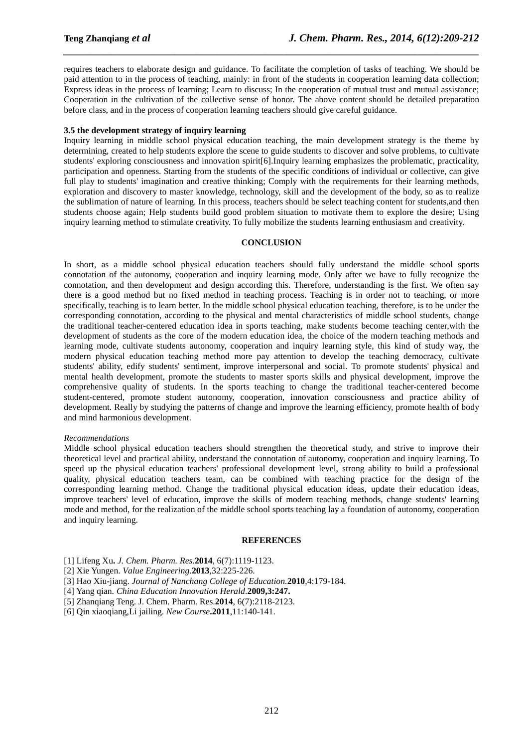requires teachers to elaborate design and guidance. To facilitate the completion of tasks of teaching. We should be paid attention to in the process of teaching, mainly: in front of the students in cooperation learning data collection; Express ideas in the process of learning; Learn to discuss; In the cooperation of mutual trust and mutual assistance; Cooperation in the cultivation of the collective sense of honor. The above content should be detailed preparation before class, and in the process of cooperation learning teachers should give careful guidance.

### 3.5 the development strategy of inquiry learning

Inquiry learning in middle school physical education teaching, the main development strategy is the theme by determining, created to help students explore the scene to guide students to discover and solve problems, to cultivate students' exploring consciousness and innovation spirit[6].Inquiry learning emphasizes the problematic, practicality, participation and openness. Starting from the students of the specific conditions of individual or collective, can give full play to students' imagination and creative thinking; Comply with the requirements for their learning methods, exploration and discovery to master knowledge, technology, skill and the development of the body, so as to realize the sublimation of nature of learning. In this process, teachers should be select teaching content for students,and then students choose again; Help students build good problem situation to motivate them to explore the desire; Using inquiry learning method to stimulate creativity. To fully mobilize the students learning enthusiasm and creativity.

## CONCLUSION

In short, as a middle school physical education teachers should fully understand the middle school sports connotation of the autonomy, cooperation and inquiry learning mode. Only after we have to fully recognize the connotation, and then development and design according this. Therefore, understanding is the first. We often say there is a good method but no fixed method in teaching process. Teaching is in order not to teaching, or more specifically, teaching is to learn better. In the middle school physical education teaching, therefore, is to be under the corresponding connotation, according to the physical and mental characteristics of middle school students, change the traditional teacher-centered education idea in sports teaching, make students become teaching center,with the development of students as the core of the modern education idea, the choice of the modern teaching methods and learning mode, cultivate students autonomy, cooperation and inquiry learning style, this kind of study way, the modern physical education teaching method more pay attention to develop the teaching democracy, cultivate students' ability, edify students' sentiment, improve interpersonal and social. To promote students' physical and mental health development, promote the students to master sports skills and physical development, improve the comprehensive quality of students. In the sports teaching to change the traditional teacher-centered become student-centered, promote student autonomy, cooperation, innovation consciousness and practice ability of development. Really by studying the patterns of change and improve the learning efficiency, promote health of body and mind harmonious development.

*Recommendations*

Middle school physical education teachers should strengthen the theoretical study, and strive to improve their theoretical level and practical ability, understand the connotation of autonomy, cooperation and inquiry learning. To speed up the physical education teachers' professional development level, strong ability to build a professional quality, physical education teachers team, can be combined with teaching practice for the design of the corresponding learning method. Change the traditional physical education ideas, update their education ideas, improve teachers' level of education, improve the skills of modern teaching methods, change students' learning mode and method, for the realization of the middle school sports teaching lay a foundation of autonomy, cooperation and inquiry learning.

## REFERENCES

[1] Lifeng Xu**.** *J. Chem. Pharm. Res.***2014**, 6(7):1119-1123.
[2] Xie Yungen. *Value Engineering.***2013**,32:225-226.
[3] Hao Xiu-jiang. *Journal of Nanchang College of Education.***2010**,4:179-184.
[4] Yang qian. *China Education Innovation Herald.***2009,3:247.**
[5] Zhanqiang Teng. J. Chem. Pharm. Res.**2014**, 6(7):2118-2123.
[6] Qin xiaoqiang,Li jailing. *New Course***.2011**,11:140-141.